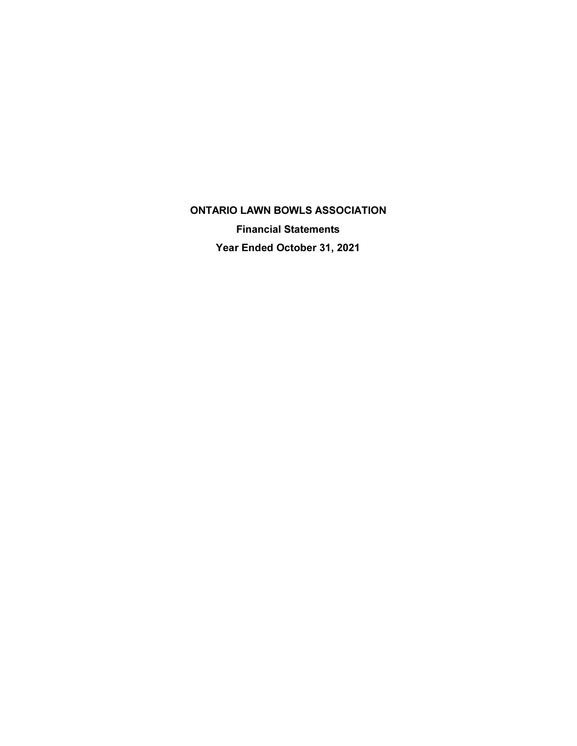# ONTARIO LAWN BOWLS ASSOCIATION

## Financial Statements

## Year Ended October 31, 2021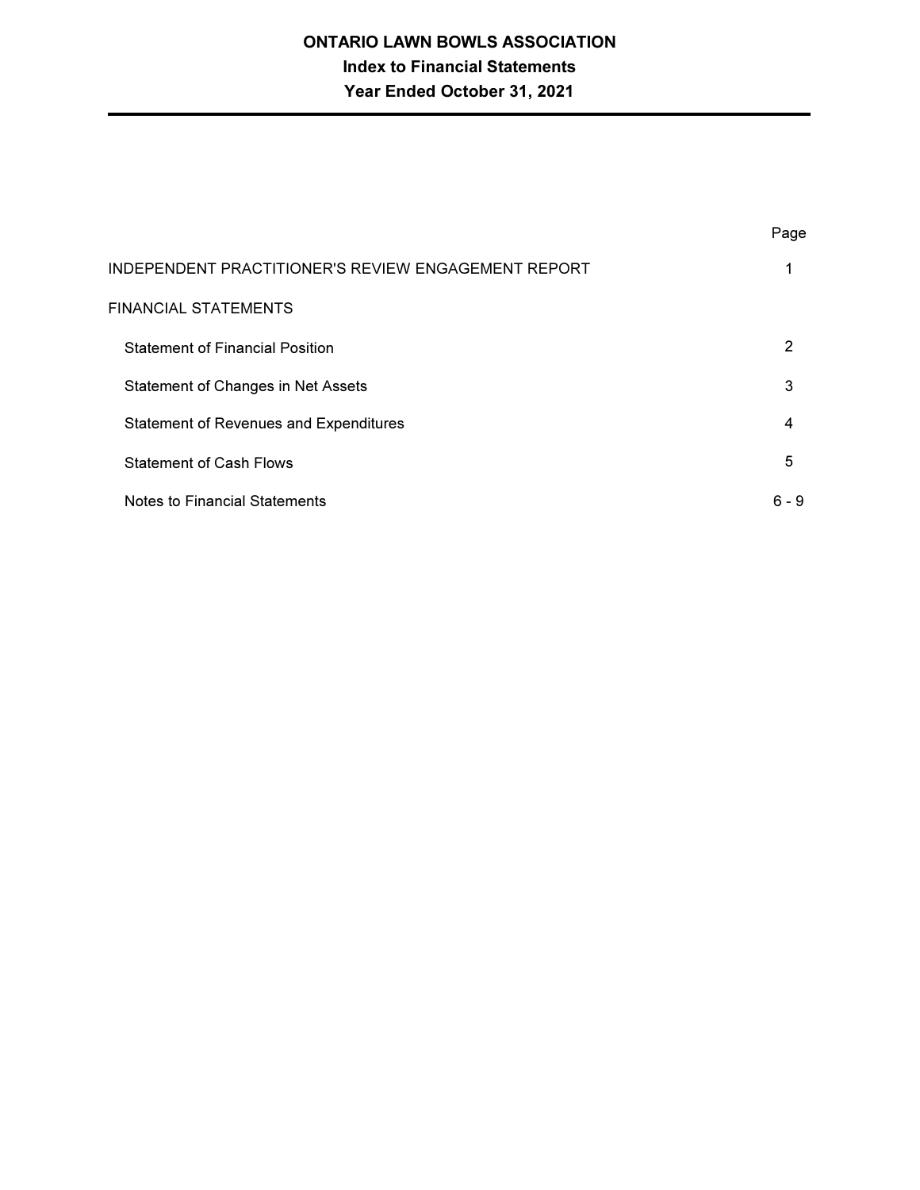# ONTARIO LAWN BOWLS ASSOCIATION
## Index to Financial Statements
## Year Ended October 31, 2021

| | Page |
|---|---|
| INDEPENDENT PRACTITIONER'S REVIEW ENGAGEMENT REPORT | 1 |
| FINANCIAL STATEMENTS | |
| Statement of Financial Position | 2 |
| Statement of Changes in Net Assets | 3 |
| Statement of Revenues and Expenditures | 4 |
| Statement of Cash Flows | 5 |
| Notes to Financial Statements | 6 - 9 |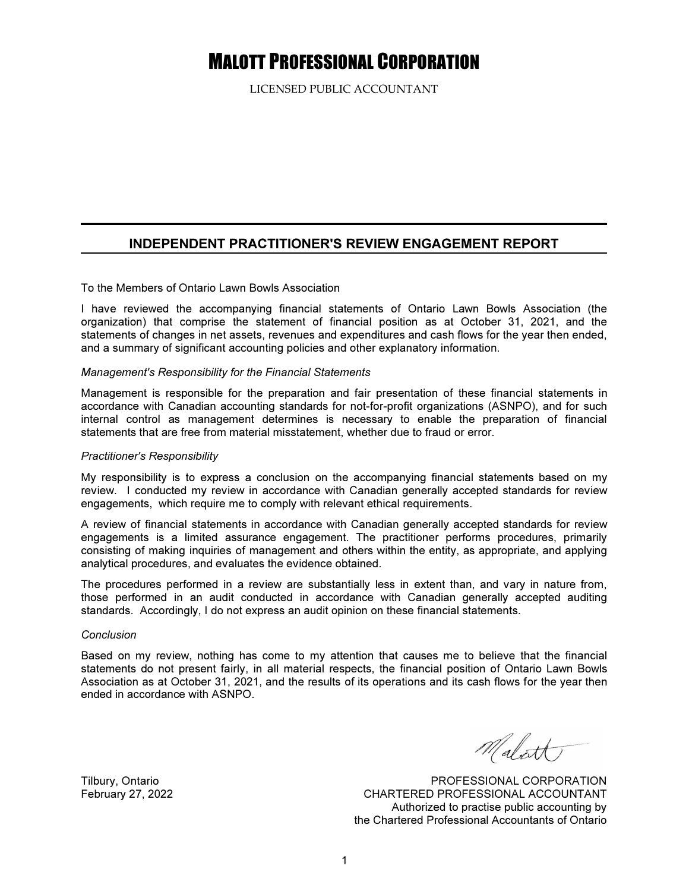# MALOTT PROFESSIONAL CORPORATION

LICENSED PUBLIC ACCOUNTANT

## INDEPENDENT PRACTITIONER'S REVIEW ENGAGEMENT REPORT

To the Members of Ontario Lawn Bowls Association

I have reviewed the accompanying financial statements of Ontario Lawn Bowls Association (the organization) that comprise the statement of financial position as at October 31, 2021, and the statements of changes in net assets, revenues and expenditures and cash flows for the year then ended, and a summary of significant accounting policies and other explanatory information.

*Management's Responsibility for the Financial Statements*

Management is responsible for the preparation and fair presentation of these financial statements in accordance with Canadian accounting standards for not-for-profit organizations (ASNPO), and for such internal control as management determines is necessary to enable the preparation of financial statements that are free from material misstatement, whether due to fraud or error.

*Practitioner's Responsibility*

My responsibility is to express a conclusion on the accompanying financial statements based on my review. I conducted my review in accordance with Canadian generally accepted standards for review engagements, which require me to comply with relevant ethical requirements.

A review of financial statements in accordance with Canadian generally accepted standards for review engagements is a limited assurance engagement. The practitioner performs procedures, primarily consisting of making inquiries of management and others within the entity, as appropriate, and applying analytical procedures, and evaluates the evidence obtained.

The procedures performed in a review are substantially less in extent than, and vary in nature from, those performed in an audit conducted in accordance with Canadian generally accepted auditing standards. Accordingly, I do not express an audit opinion on these financial statements.

*Conclusion*

Based on my review, nothing has come to my attention that causes me to believe that the financial statements do not present fairly, in all material respects, the financial position of Ontario Lawn Bowls Association as at October 31, 2021, and the results of its operations and its cash flows for the year then ended in accordance with ASNPO.

Malott

Tilbury, Ontario
February 27, 2022

PROFESSIONAL CORPORATION
CHARTERED PROFESSIONAL ACCOUNTANT
Authorized to practise public accounting by
the Chartered Professional Accountants of Ontario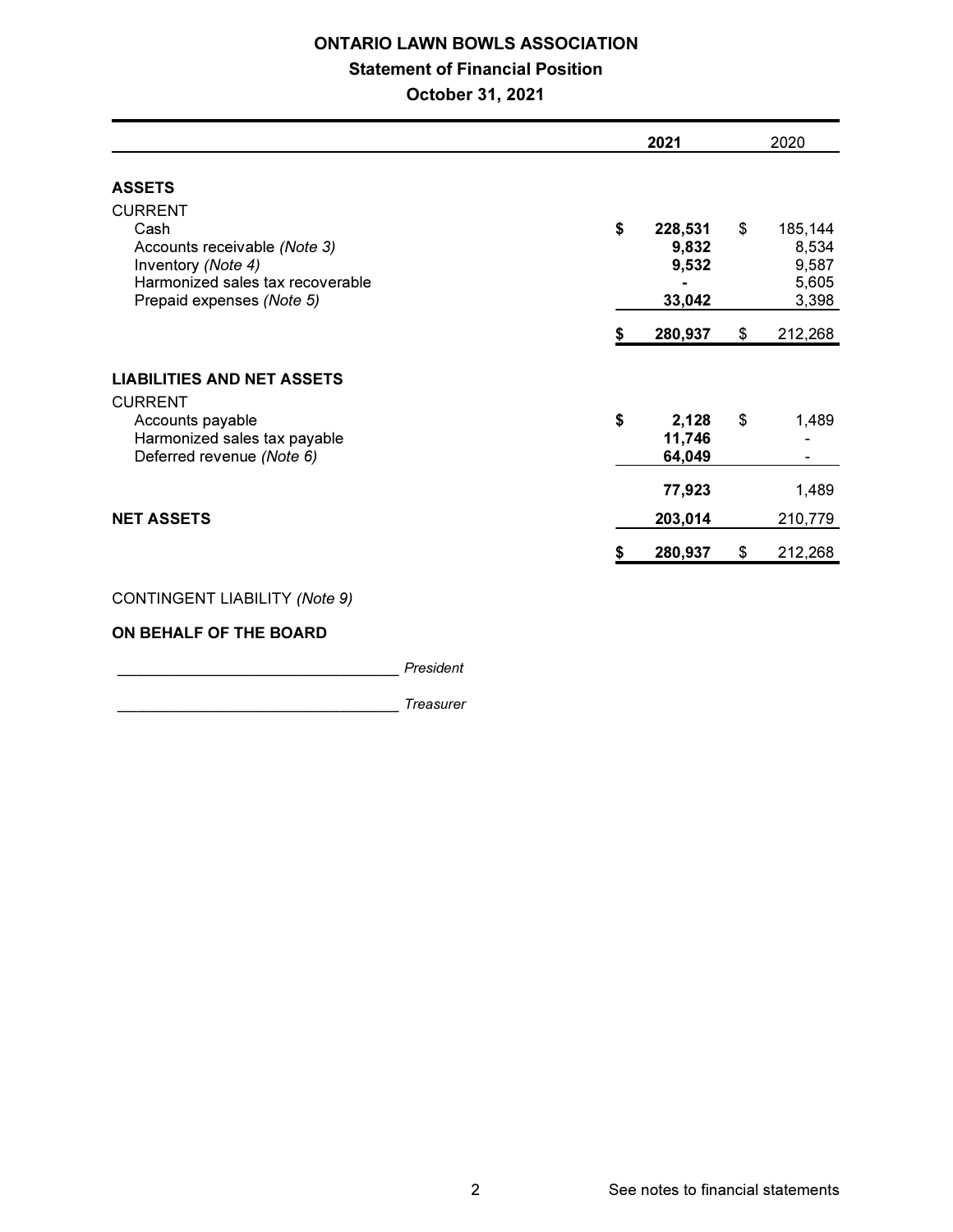# ONTARIO LAWN BOWLS ASSOCIATION

## Statement of Financial Position

## October 31, 2021

| | **2021** | 2020 |
|---|---|---|
| **ASSETS** | | |
| CURRENT | | |
| Cash | **$ 228,531** | $ 185,144 |
| Accounts receivable *(Note 3)* | **9,832** | 8,534 |
| Inventory *(Note 4)* | **9,532** | 9,587 |
| Harmonized sales tax recoverable | **-** | 5,605 |
| Prepaid expenses *(Note 5)* | **33,042** | 3,398 |
| | **$ 280,937** | $ 212,268 |
| **LIABILITIES AND NET ASSETS** | | |
| CURRENT | | |
| Accounts payable | **$ 2,128** | $ 1,489 |
| Harmonized sales tax payable | **11,746** | - |
| Deferred revenue *(Note 6)* | **64,049** | - |
| | **77,923** | 1,489 |
| **NET ASSETS** | **203,014** | 210,779 |
| | **$ 280,937** | $ 212,268 |

CONTINGENT LIABILITY *(Note 9)*

**ON BEHALF OF THE BOARD**

_______________________________ *President*

_______________________________ *Treasurer*

See notes to financial statements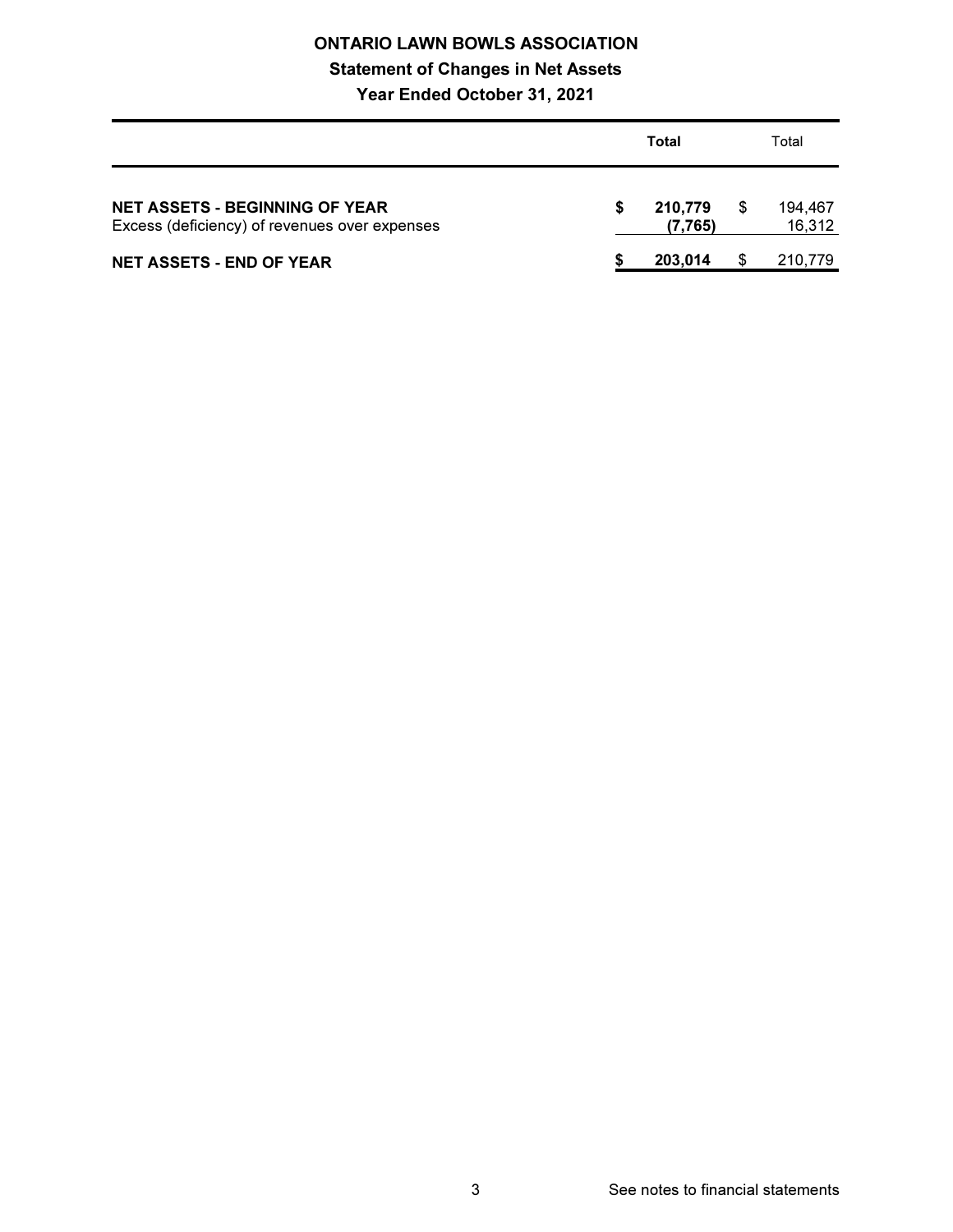# ONTARIO LAWN BOWLS ASSOCIATION

## Statement of Changes in Net Assets

### Year Ended October 31, 2021

| | **Total** | Total |
|---|---|---|
| **NET ASSETS - BEGINNING OF YEAR** | **$ 210,779** | $ 194,467 |
| Excess (deficiency) of revenues over expenses | **(7,765)** | 16,312 |
| **NET ASSETS - END OF YEAR** | **$ 203,014** | $ 210,779 |

See notes to financial statements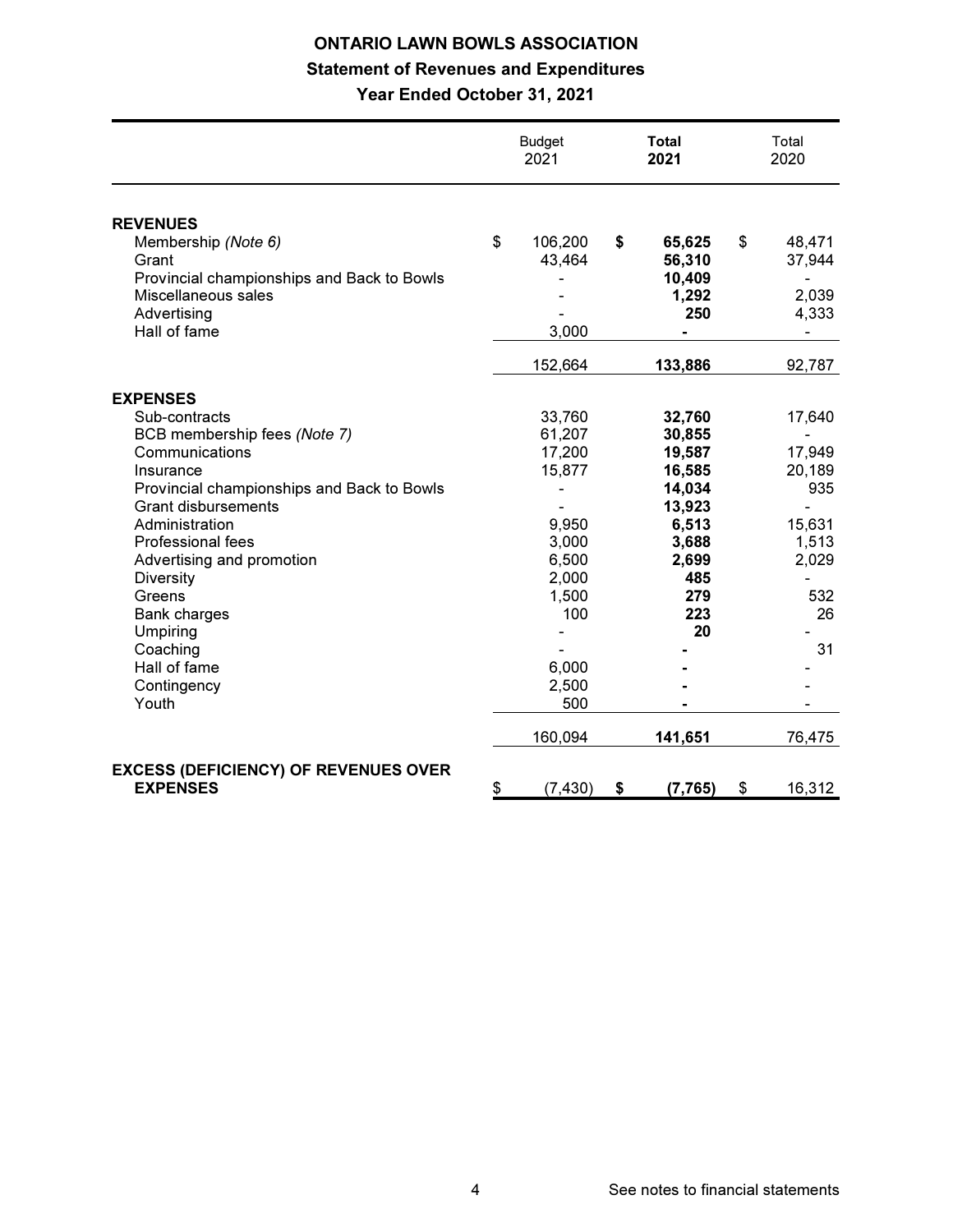# ONTARIO LAWN BOWLS ASSOCIATION

## Statement of Revenues and Expenditures

### Year Ended October 31, 2021

| | Budget 2021 | **Total 2021** | Total 2020 |
|---|---|---|---|
| **REVENUES** | | | |
| Membership *(Note 6)* | $ 106,200 | **$ 65,625** | $ 48,471 |
| Grant | 43,464 | **56,310** | 37,944 |
| Provincial championships and Back to Bowls | - | **10,409** | - |
| Miscellaneous sales | - | **1,292** | 2,039 |
| Advertising | - | **250** | 4,333 |
| Hall of fame | 3,000 | **-** | - |
| | 152,664 | **133,886** | 92,787 |
| **EXPENSES** | | | |
| Sub-contracts | 33,760 | **32,760** | 17,640 |
| BCB membership fees *(Note 7)* | 61,207 | **30,855** | - |
| Communications | 17,200 | **19,587** | 17,949 |
| Insurance | 15,877 | **16,585** | 20,189 |
| Provincial championships and Back to Bowls | - | **14,034** | 935 |
| Grant disbursements | - | **13,923** | - |
| Administration | 9,950 | **6,513** | 15,631 |
| Professional fees | 3,000 | **3,688** | 1,513 |
| Advertising and promotion | 6,500 | **2,699** | 2,029 |
| Diversity | 2,000 | **485** | - |
| Greens | 1,500 | **279** | 532 |
| Bank charges | 100 | **223** | 26 |
| Umpiring | - | **20** | - |
| Coaching | - | **-** | 31 |
| Hall of fame | 6,000 | **-** | - |
| Contingency | 2,500 | **-** | - |
| Youth | 500 | **-** | - |
| | 160,094 | **141,651** | 76,475 |
| **EXCESS (DEFICIENCY) OF REVENUES OVER EXPENSES** | $ (7,430) | **$ (7,765)** | $ 16,312 |

See notes to financial statements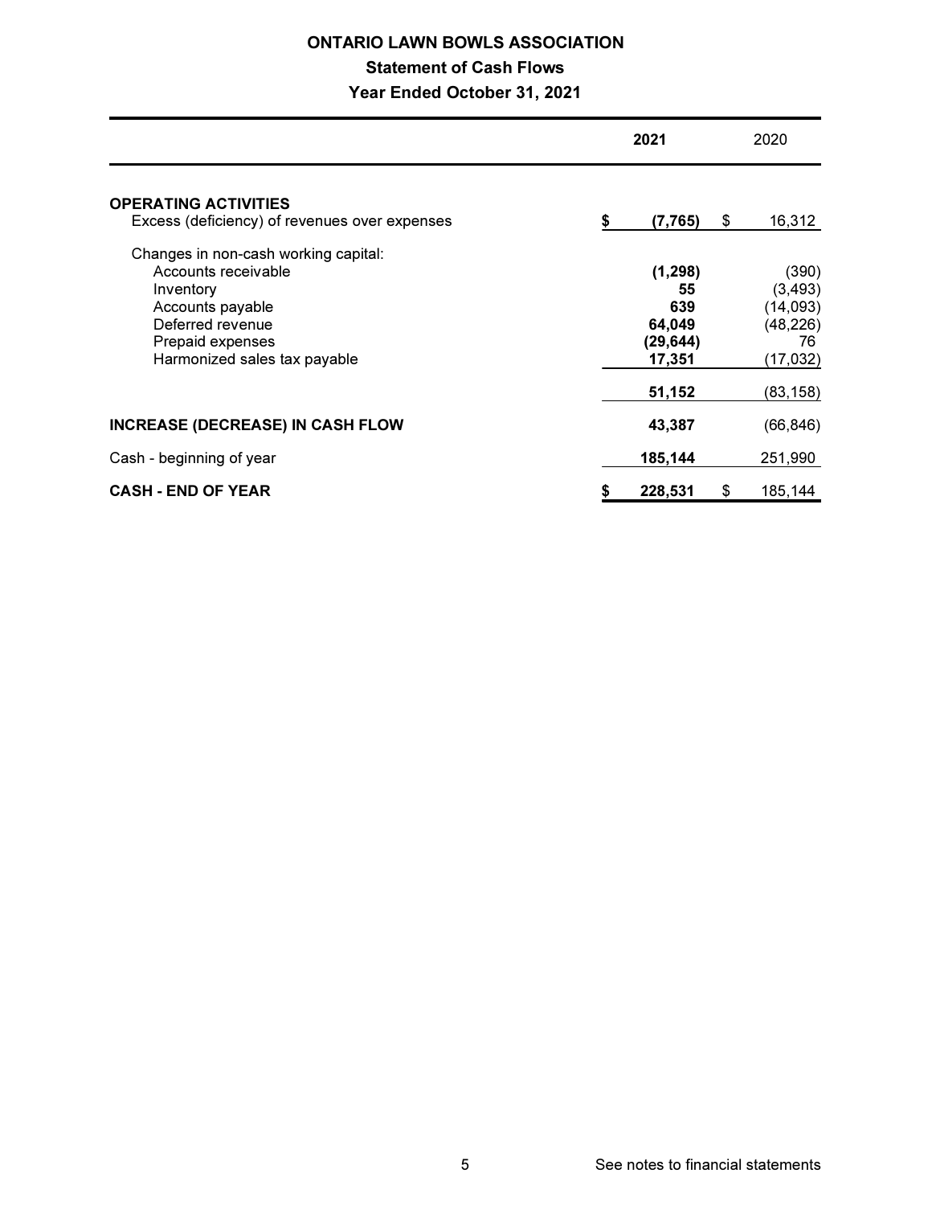# ONTARIO LAWN BOWLS ASSOCIATION

## Statement of Cash Flows

### Year Ended October 31, 2021

| | 2021 | 2020 |
|---|---|---|
| **OPERATING ACTIVITIES** | | |
| Excess (deficiency) of revenues over expenses | **$ (7,765)** | $ 16,312 |
| Changes in non-cash working capital: | | |
| Accounts receivable | **(1,298)** | (390) |
| Inventory | **55** | (3,493) |
| Accounts payable | **639** | (14,093) |
| Deferred revenue | **64,049** | (48,226) |
| Prepaid expenses | **(29,644)** | 76 |
| Harmonized sales tax payable | **17,351** | (17,032) |
| | **51,152** | (83,158) |
| **INCREASE (DECREASE) IN CASH FLOW** | **43,387** | (66,846) |
| Cash - beginning of year | **185,144** | 251,990 |
| **CASH - END OF YEAR** | **$ 228,531** | $ 185,144 |

See notes to financial statements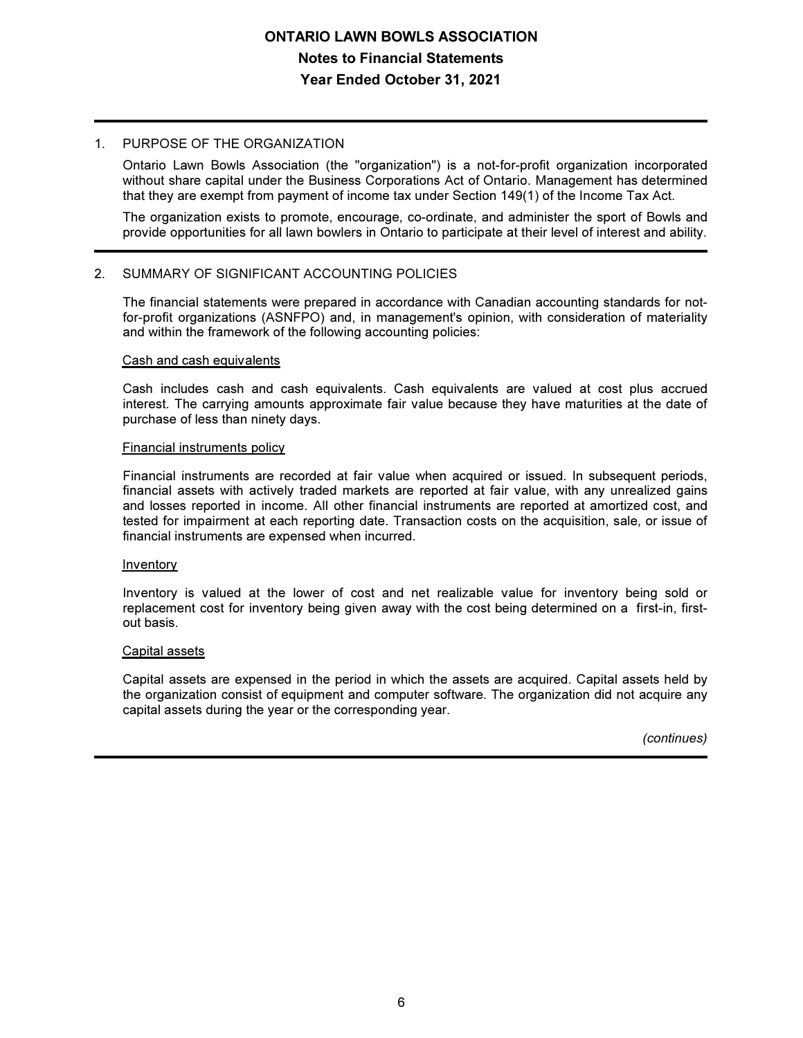# ONTARIO LAWN BOWLS ASSOCIATION
## Notes to Financial Statements
## Year Ended October 31, 2021

1. PURPOSE OF THE ORGANIZATION

   Ontario Lawn Bowls Association (the "organization") is a not-for-profit organization incorporated without share capital under the Business Corporations Act of Ontario. Management has determined that they are exempt from payment of income tax under Section 149(1) of the Income Tax Act.

   The organization exists to promote, encourage, co-ordinate, and administer the sport of Bowls and provide opportunities for all lawn bowlers in Ontario to participate at their level of interest and ability.

2. SUMMARY OF SIGNIFICANT ACCOUNTING POLICIES

   The financial statements were prepared in accordance with Canadian accounting standards for not-for-profit organizations (ASNFPO) and, in management's opinion, with consideration of materiality and within the framework of the following accounting policies:

   Cash and cash equivalents

   Cash includes cash and cash equivalents. Cash equivalents are valued at cost plus accrued interest. The carrying amounts approximate fair value because they have maturities at the date of purchase of less than ninety days.

   Financial instruments policy

   Financial instruments are recorded at fair value when acquired or issued. In subsequent periods, financial assets with actively traded markets are reported at fair value, with any unrealized gains and losses reported in income. All other financial instruments are reported at amortized cost, and tested for impairment at each reporting date. Transaction costs on the acquisition, sale, or issue of financial instruments are expensed when incurred.

   Inventory

   Inventory is valued at the lower of cost and net realizable value for inventory being sold or replacement cost for inventory being given away with the cost being determined on a first-in, first-out basis.

   Capital assets

   Capital assets are expensed in the period in which the assets are acquired. Capital assets held by the organization consist of equipment and computer software. The organization did not acquire any capital assets during the year or the corresponding year.

   *(continues)*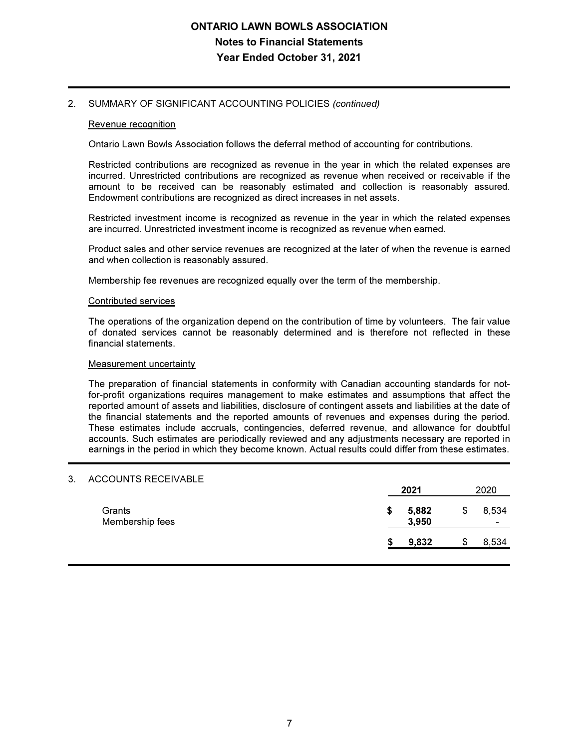## 2. SUMMARY OF SIGNIFICANT ACCOUNTING POLICIES *(continued)*

### Revenue recognition

Ontario Lawn Bowls Association follows the deferral method of accounting for contributions.

Restricted contributions are recognized as revenue in the year in which the related expenses are incurred. Unrestricted contributions are recognized as revenue when received or receivable if the amount to be received can be reasonably estimated and collection is reasonably assured. Endowment contributions are recognized as direct increases in net assets.

Restricted investment income is recognized as revenue in the year in which the related expenses are incurred. Unrestricted investment income is recognized as revenue when earned.

Product sales and other service revenues are recognized at the later of when the revenue is earned and when collection is reasonably assured.

Membership fee revenues are recognized equally over the term of the membership.

### Contributed services

The operations of the organization depend on the contribution of time by volunteers. The fair value of donated services cannot be reasonably determined and is therefore not reflected in these financial statements.

### Measurement uncertainty

The preparation of financial statements in conformity with Canadian accounting standards for not-for-profit organizations requires management to make estimates and assumptions that affect the reported amount of assets and liabilities, disclosure of contingent assets and liabilities at the date of the financial statements and the reported amounts of revenues and expenses during the period. These estimates include accruals, contingencies, deferred revenue, and allowance for doubtful accounts. Such estimates are periodically reviewed and any adjustments necessary are reported in earnings in the period in which they become known. Actual results could differ from these estimates.

## 3. ACCOUNTS RECEIVABLE

| | **2021** | 2020 |
|---|---|---|
| Grants | **$ 5,882** | $ 8,534 |
| Membership fees | **3,950** | - |
| | **$ 9,832** | $ 8,534 |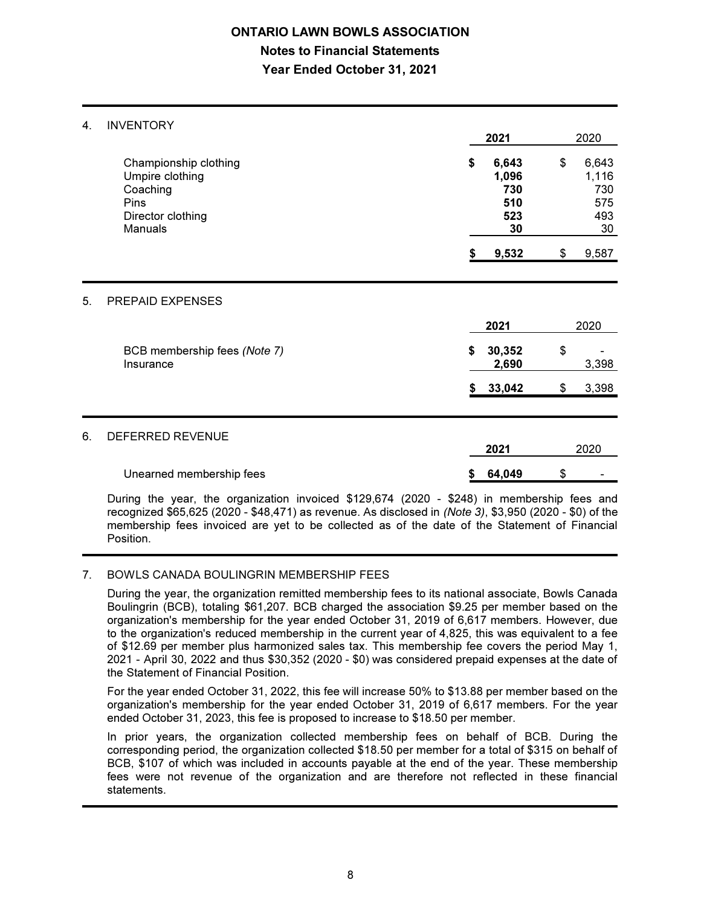# ONTARIO LAWN BOWLS ASSOCIATION
## Notes to Financial Statements
## Year Ended October 31, 2021

### 4. INVENTORY

| | 2021 | 2020 |
|---|---|---|
| Championship clothing | **$ 6,643** | $ 6,643 |
| Umpire clothing | **1,096** | 1,116 |
| Coaching | **730** | 730 |
| Pins | **510** | 575 |
| Director clothing | **523** | 493 |
| Manuals | **30** | 30 |
| | **$ 9,532** | $ 9,587 |

### 5. PREPAID EXPENSES

| | 2021 | 2020 |
|---|---|---|
| BCB membership fees *(Note 7)* | **$ 30,352** | $ - |
| Insurance | **2,690** | 3,398 |
| | **$ 33,042** | $ 3,398 |

### 6. DEFERRED REVENUE

| | 2021 | 2020 |
|---|---|---|
| Unearned membership fees | **$ 64,049** | $ - |

During the year, the organization invoiced $129,674 (2020 - $248) in membership fees and recognized $65,625 (2020 - $48,471) as revenue. As disclosed in *(Note 3)*, $3,950 (2020 - $0) of the membership fees invoiced are yet to be collected as of the date of the Statement of Financial Position.

### 7. BOWLS CANADA BOULINGRIN MEMBERSHIP FEES

During the year, the organization remitted membership fees to its national associate, Bowls Canada Boulingrin (BCB), totaling $61,207. BCB charged the association $9.25 per member based on the organization's membership for the year ended October 31, 2019 of 6,617 members. However, due to the organization's reduced membership in the current year of 4,825, this was equivalent to a fee of $12.69 per member plus harmonized sales tax. This membership fee covers the period May 1, 2021 - April 30, 2022 and thus $30,352 (2020 - $0) was considered prepaid expenses at the date of the Statement of Financial Position.

For the year ended October 31, 2022, this fee will increase 50% to $13.88 per member based on the organization's membership for the year ended October 31, 2019 of 6,617 members. For the year ended October 31, 2023, this fee is proposed to increase to $18.50 per member.

In prior years, the organization collected membership fees on behalf of BCB. During the corresponding period, the organization collected $18.50 per member for a total of $315 on behalf of BCB, $107 of which was included in accounts payable at the end of the year. These membership fees were not revenue of the organization and are therefore not reflected in these financial statements.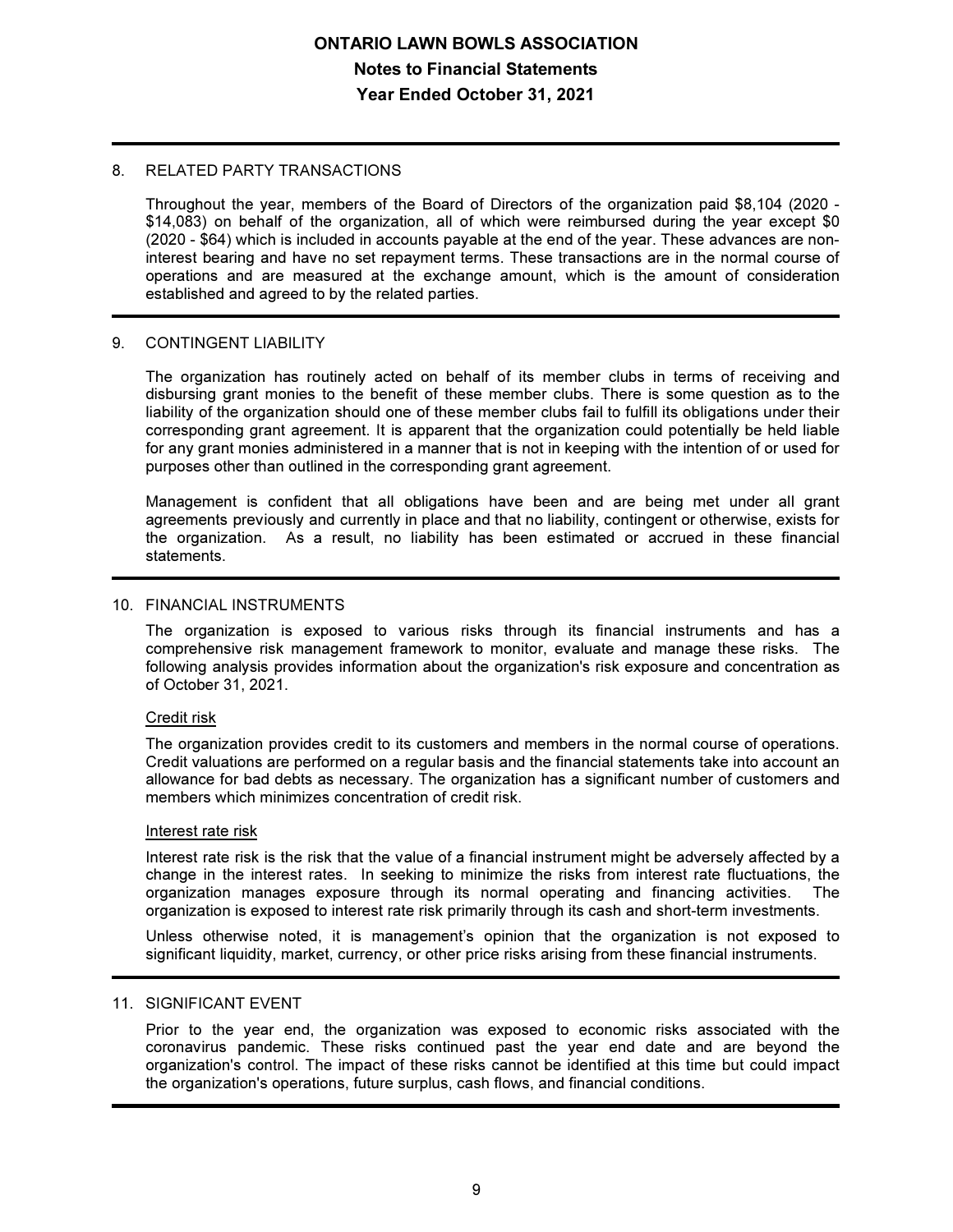# ONTARIO LAWN BOWLS ASSOCIATION
## Notes to Financial Statements
## Year Ended October 31, 2021

8. RELATED PARTY TRANSACTIONS

Throughout the year, members of the Board of Directors of the organization paid $8,104 (2020 - $14,083) on behalf of the organization, all of which were reimbursed during the year except $0 (2020 - $64) which is included in accounts payable at the end of the year. These advances are non-interest bearing and have no set repayment terms. These transactions are in the normal course of operations and are measured at the exchange amount, which is the amount of consideration established and agreed to by the related parties.

9. CONTINGENT LIABILITY

The organization has routinely acted on behalf of its member clubs in terms of receiving and disbursing grant monies to the benefit of these member clubs. There is some question as to the liability of the organization should one of these member clubs fail to fulfill its obligations under their corresponding grant agreement. It is apparent that the organization could potentially be held liable for any grant monies administered in a manner that is not in keeping with the intention of or used for purposes other than outlined in the corresponding grant agreement.

Management is confident that all obligations have been and are being met under all grant agreements previously and currently in place and that no liability, contingent or otherwise, exists for the organization. As a result, no liability has been estimated or accrued in these financial statements.

10. FINANCIAL INSTRUMENTS

The organization is exposed to various risks through its financial instruments and has a comprehensive risk management framework to monitor, evaluate and manage these risks. The following analysis provides information about the organization's risk exposure and concentration as of October 31, 2021.

Credit risk

The organization provides credit to its customers and members in the normal course of operations. Credit valuations are performed on a regular basis and the financial statements take into account an allowance for bad debts as necessary. The organization has a significant number of customers and members which minimizes concentration of credit risk.

Interest rate risk

Interest rate risk is the risk that the value of a financial instrument might be adversely affected by a change in the interest rates. In seeking to minimize the risks from interest rate fluctuations, the organization manages exposure through its normal operating and financing activities. The organization is exposed to interest rate risk primarily through its cash and short-term investments.

Unless otherwise noted, it is management's opinion that the organization is not exposed to significant liquidity, market, currency, or other price risks arising from these financial instruments.

11. SIGNIFICANT EVENT

Prior to the year end, the organization was exposed to economic risks associated with the coronavirus pandemic. These risks continued past the year end date and are beyond the organization's control. The impact of these risks cannot be identified at this time but could impact the organization's operations, future surplus, cash flows, and financial conditions.